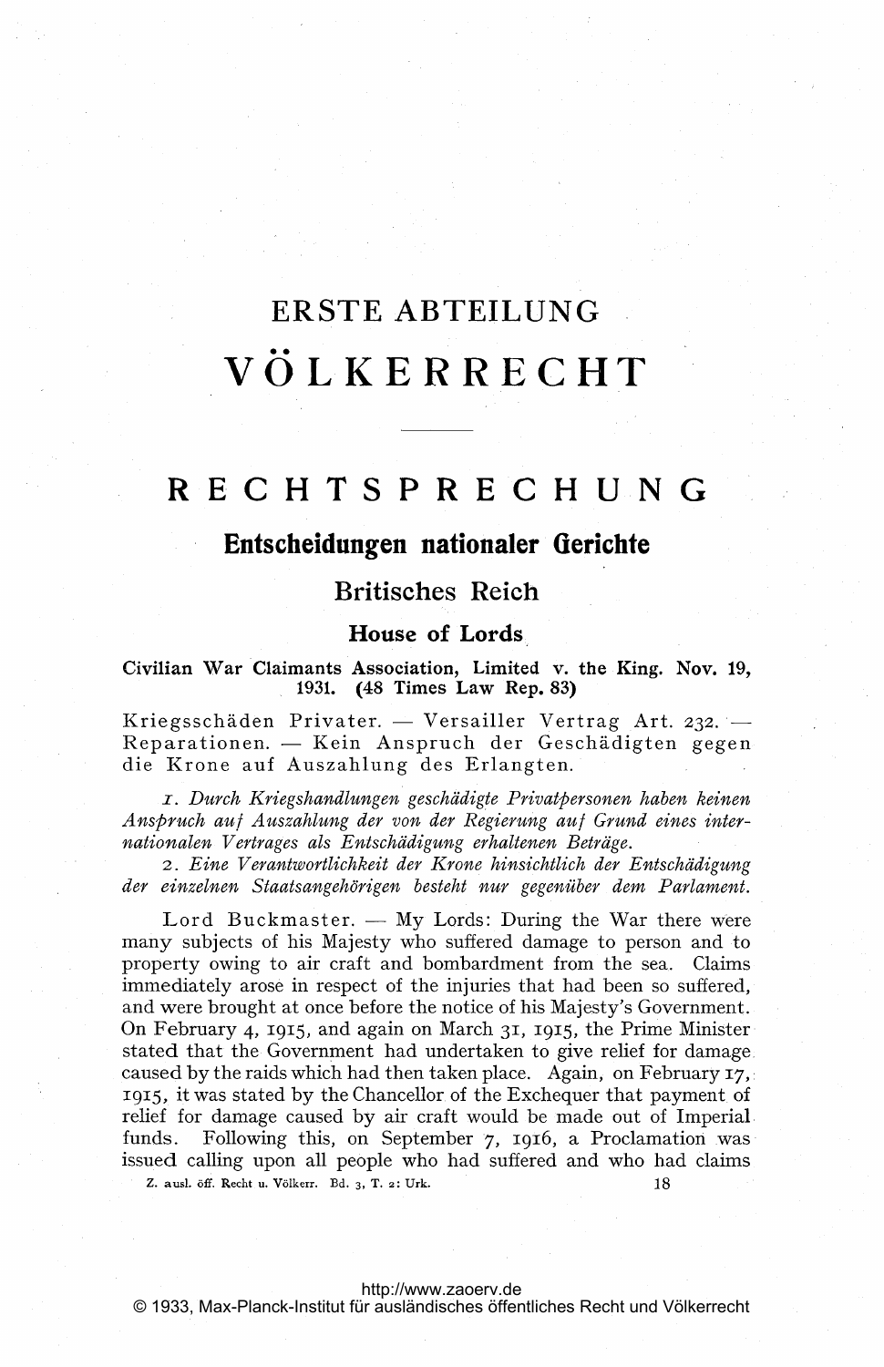# ERSTE ABTEILUNG

# VÖLKERRECHT

## RECHTSPRECHUNG

### Entscheidungen nationaler Gerichte

### Britisches Reich

#### House of Lords

**Civilian War Claimants Association, Limited v. the King. Nov. 19, 1931. (48 Times Law Rep. 83)**

Kriegsschäden Privater. — Versailler Vertrag Art. 232. — Reparationen. — Kein Anspruch der Geschädigten gegen die Krone auf Auszahlung des Erlangten.

*1. Durch Kriegshandlungen geschädigte Privatpersonen haben keinen Anspruch auf Auszahlung der von der Regierung auf Grund eines internationalen Vertrages als Entschädigung erhaltenen Beträge.*

*2. Eine Verantwortlichkeit der Krone hinsichtlich der Entschädigung der einzelnen Staatsangehörigen besteht nur gegenüber dem Parlament.*

Lord Buckmaster. — My Lords: During the War there were many subjects of his Majesty who suffered damage to person and to property owing to air craft and bombardment from the sea. Claims immediately arose in respect of the injuries that had been so suffered, and were brought at once before the notice of his Majesty's Government. On February 4, 1915, and again on March 31, 1915, the Prime Minister stated that the Government had undertaken to give relief for damage caused by the raids which had then taken place. Again, on February 17, 1915, it was stated by the Chancellor of the Exchequer that payment of relief for damage caused by air craft would be made out of Imperial funds. Following this, on September 7, 1916, a Proclamation was issued calling upon all people who had suffered and who had claims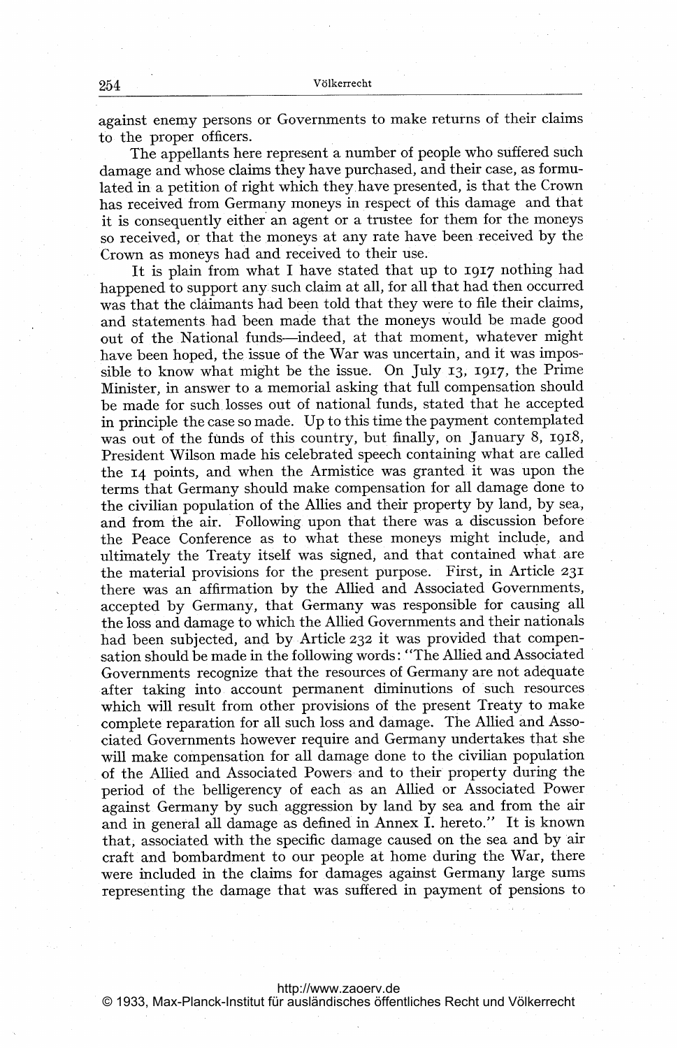against enemy persons or Governments to make returns of their claims to the proper officers.

The appellants here represent a number of people who suffered such damage and whose claims they have purchased, and their case, as formulated in a petition of right which they have presented, is that the Crown has received from Germany moneys in respect of this damage and that it is consequently either an agent or a trustee for them for the moneys so received, or that the moneys at any rate have been received by the Crown as moneys had and received to their use.

It is plain from what I have stated that up to 1917 nothing had happened to support any such claim at all, for all that had then occurred was that the claimants had been told that they were to file their claims, and statements had been made that the moneys would be made good out of the National funds—indeed, at that moment, whatever might have been hoped, the issue of the War was uncertain, and it was impossible to know what might be the issue. On July 13, 1917, the Prime Minister, in answer to a memorial asking that full compensation should be made for such losses out of national funds, stated that he accepted in principle the case so made. Up to this time the payment contemplated was out of the funds of this country, but finally, on January 8, 1918, President Wilson made his celebrated speech containing what are called the 14 points, and when the Armistice was granted it was upon the terms that Germany should make compensation for all damage done to the civilian population of the Allies and their property by land, by sea, and from the air. Following upon that there was a discussion before the Peace Conference as to what these moneys might include, and ultimately the Treaty itself was signed, and that contained what are the material provisions for the present purpose. First, in Article 231 there was an affirmation by the Allied and Associated Governments, accepted by Germany, that Germany was responsible for causing all the loss and damage to which the Allied Governments and their nationals had been subjected, and by Article 232 it was provided that compensation should be made in the following words: "The Allied and Associated Governments recognize that the resources of Germany are not adequate after taking into account permanent diminutions of such resources which will result from other provisions of the present Treaty to make complete reparation for all such loss and damage. The Allied and Associated Governments however require and Germany undertakes that she will make compensation for all damage done to the civilian population of the Allied and Associated Powers and to their property during the period of the belligerency of each as an Allied or Associated Power against Germany by such aggression by land by sea and from the air and in general all damage as defined in Annex I. hereto." It is known that, associated with the specific damage caused on the sea and by air craft and bombardment to our people at home during the War, there were included in the claims for damages against Germany large sums representing the damage that was suffered in payment of pensions to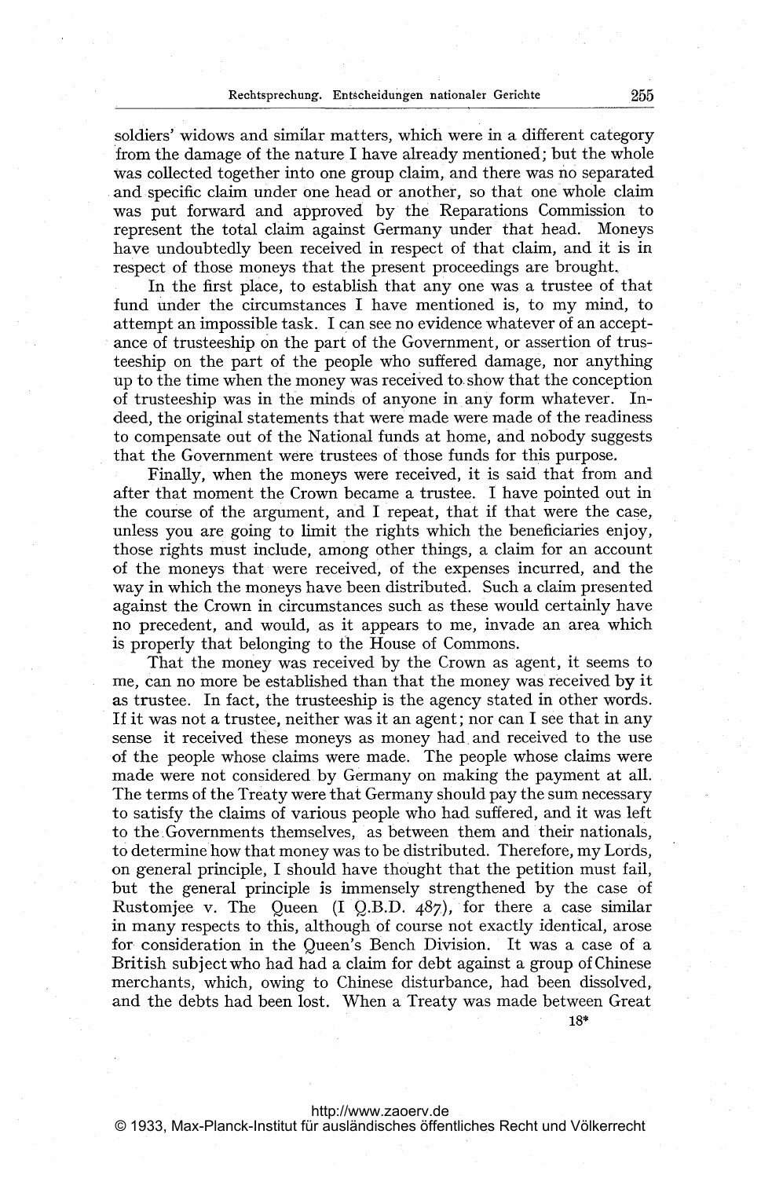soldiers' widows and similar matters, which were in a different category from the damage of the nature I have already mentioned; but the whole was collected together into one group claim, and there was no separated and specific claim under one head or another, so that one whole claim was put forward and approved by the Reparations Commission to represent the total claim against Germany under that head. Moneys have undoubtedly been received in respect of that claim, and it is in respect of those moneys that the present proceedings are brought.

In the first place, to establish that any one was a trustee of that fund under the circumstances I have mentioned is, to my mind, to attempt an impossible task. I can see no evidence whatever of an acceptance of trusteeship on the part of the Government, or assertion of trusteeship on the part of the people who suffered damage, nor anything up to the time when the money was received to show that the conception of trusteeship was in the minds of anyone in any form whatever. Indeed, the original statements that were made were made of the readiness to compensate out of the National funds at home, and nobody suggests that the Government were trustees of those funds for this purpose.

Finally, when the moneys were received, it is said that from and after that moment the Crown became a trustee. I have pointed out in the course of the argument, and I repeat, that if that were the case, unless you are going to limit the rights which the beneficiaries enjoy, those rights must include, among other things, a claim for an account of the moneys that were received, of the expenses incurred, and the way in which the moneys have been distributed. Such a claim presented against the Crown in circumstances such as these would certainly have no precedent, and would, as it appears to me, invade an area which is properly that belonging to the House of Commons.

That the money was received by the Crown as agent, it seems to me, can no more be established than that the money was received by it as trustee. In fact, the trusteeship is the agency stated in other words. If it was not a trustee, neither was it an agent; nor can I see that in any sense it received these moneys as money had and received to the use of the people whose claims were made. The people whose claims were made were not considered by Germany on making the payment at all. The terms of the Treaty were that Germany should pay the sum necessary to satisfy the claims of various people who had suffered, and it was left to the Governments themselves, as between them and their nationals, to determine how that money was to be distributed. Therefore, my Lords, on general principle, I should have thought that the petition must fail, but the general principle is immensely strengthened by the case of Rustomjee v. The Queen (I Q.B.D. 487), for there a case similar in many respects to this, although of course not exactly identical, arose for consideration in the Queen's Bench Division. It was a case of a British subject who had had a claim for debt against a group of Chinese merchants, which, owing to Chinese disturbance, had been dissolved, and the debts had been lost. When a Treaty was made between Great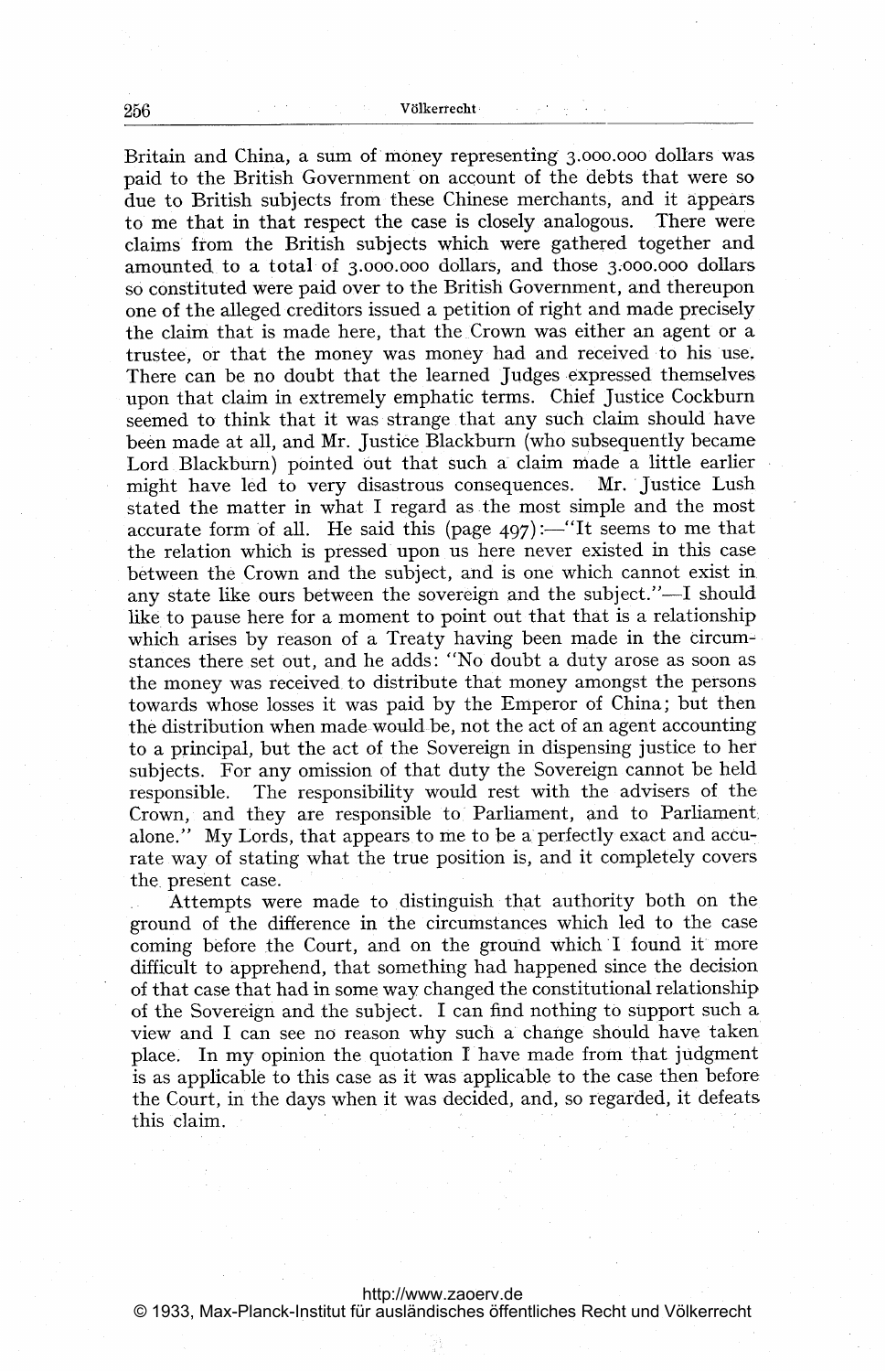Britain and China, a sum of money representing 3.000.000 dollars was paid to the British Government on account of the debts that were so due to British subjects from these Chinese merchants, and it appears to me that in that respect the case is closely analogous. There were claims from the British subjects which were gathered together and amounted to a total of 3.000.000 dollars, and those 3.000.000 dollars so constituted were paid over to the British Government, and thereupon one of the alleged creditors issued a petition of right and made precisely the claim that is made here, that the Crown was either an agent or a trustee, or that the money was money had and received to his use. There can be no doubt that the learned Judges expressed themselves upon that claim in extremely emphatic terms. Chief Justice Cockburn seemed to think that it was strange that any such claim should have been made at all, and Mr. Justice Blackburn (who subsequently became Lord Blackburn) pointed out that such a claim made a little earlier might have led to very disastrous consequences. Mr. Justice Lush stated the matter in what I regard as the most simple and the most accurate form of all. He said this (page 497):—"It seems to me that the relation which is pressed upon us here never existed in this case between the Crown and the subject, and is one which cannot exist in any state like ours between the sovereign and the subject."—I should like to pause here for a moment to point out that that is a relationship which arises by reason of a Treaty having been made in the circumstances there set out, and he adds: "No doubt a duty arose as soon as the money was received to distribute that money amongst the persons towards whose losses it was paid by the Emperor of China; but then the distribution when made would be, not the act of an agent accounting to a principal, but the act of the Sovereign in dispensing justice to her subjects. For any omission of that duty the Sovereign cannot be held responsible. The responsibility would rest with the advisers of the Crown, and they are responsible to Parliament, and to Parliament alone." My Lords, that appears to me to be a perfectly exact and accurate way of stating what the true position is, and it completely covers the present case.

Attempts were made to distinguish that authority both on the ground of the difference in the circumstances which led to the case coming before the Court, and on the ground which I found it more difficult to apprehend, that something had happened since the decision of that case that had in some way changed the constitutional relationship of the Sovereign and the subject. I can find nothing to support such a view and I can see no reason why such a change should have taken place. In my opinion the quotation I have made from that judgment is as applicable to this case as it was applicable to the case then before the Court, in the days when it was decided, and, so regarded, it defeats this claim.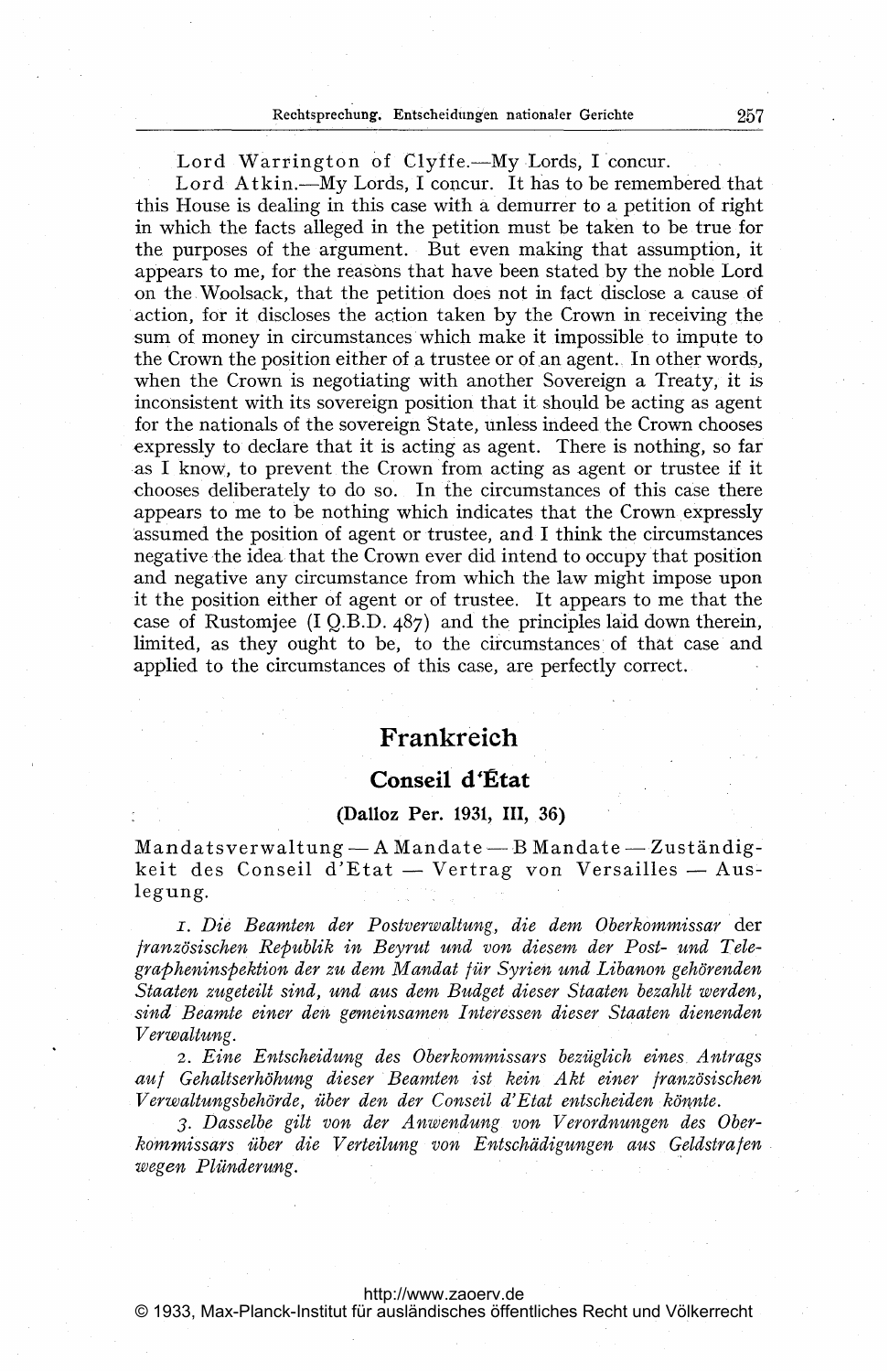Lord Warrington of Clyffe.—My Lords, I concur.

Lord Atkin.—My Lords, I concur. It has to be remembered that this House is dealing in this case with a demurrer to a petition of right in which the facts alleged in the petition must be taken to be true for the purposes of the argument. But even making that assumption, it appears to me, for the reasons that have been stated by the noble Lord on the Woolsack, that the petition does not in fact disclose a cause of action, for it discloses the action taken by the Crown in receiving the sum of money in circumstances which make it impossible to impute to the Crown the position either of a trustee or of an agent. In other words, when the Crown is negotiating with another Sovereign a Treaty, it is inconsistent with its sovereign position that it should be acting as agent for the nationals of the sovereign State, unless indeed the Crown chooses expressly to declare that it is acting as agent. There is nothing, so far as I know, to prevent the Crown from acting as agent or trustee if it chooses deliberately to do so. In the circumstances of this case there appears to me to be nothing which indicates that the Crown expressly assumed the position of agent or trustee, and I think the circumstances negative the idea that the Crown ever did intend to occupy that position and negative any circumstance from which the law might impose upon it the position either of agent or of trustee. It appears to me that the case of Rustomjee (I Q.B.D. 487) and the principles laid down therein, limited, as they ought to be, to the circumstances of that case and applied to the circumstances of this case, are perfectly correct.

## Frankreich

### Conseil d'État

**(Dalloz Per. 1931, III, 36)**

Mandatsverwaltung — A Mandate — B Mandate — Zuständigkeit des Conseil d'Etat — Vertrag von Versailles — Auslegung.

*1. Die Beamten der Postverwaltung, die dem Oberkommissar der französischen Republik in Beyrut und von diesem der Post- und Telegrapheninspektion der zu dem Mandat für Syrien und Libanon gehörenden Staaten zugeteilt sind, und aus dem Budget dieser Staaten bezahlt werden, sind Beamte einer den gemeinsamen Interessen dieser Staaten dienenden Verwaltung.*

*2. Eine Entscheidung des Oberkommissars bezüglich eines Antrags auf Gehaltserhöhung dieser Beamten ist kein Akt einer französischen Verwaltungsbehörde, über den der Conseil d'Etat entscheiden könnte.*

*3. Dasselbe gilt von der Anwendung von Verordnungen des Oberkommissars über die Verteilung von Entschädigungen aus Geldstrafen wegen Plünderung.*